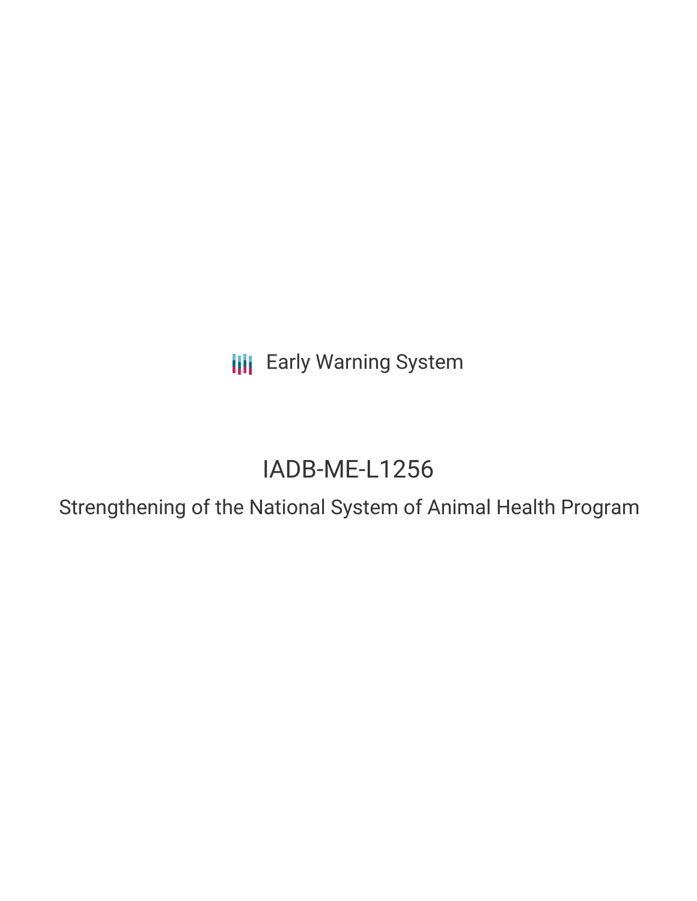Early Warning System

# IADB-ME-L1256

## Strengthening of the National System of Animal Health Program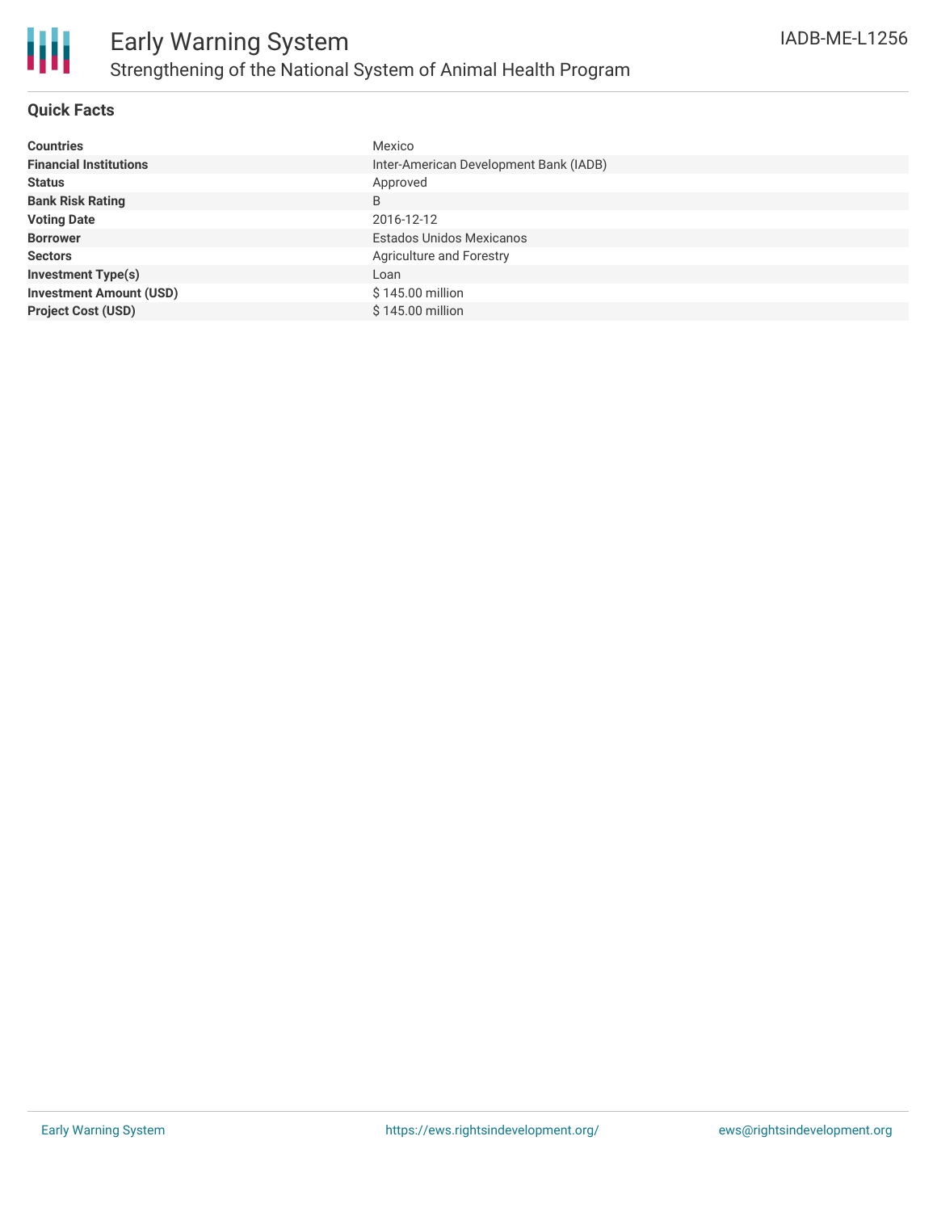# Early Warning System

## Strengthening of the National System of Animal Health Program

IADB-ME-L1256

### Quick Facts

| | |
|---|---|
| **Countries** | Mexico |
| **Financial Institutions** | Inter-American Development Bank (IADB) |
| **Status** | Approved |
| **Bank Risk Rating** | B |
| **Voting Date** | 2016-12-12 |
| **Borrower** | Estados Unidos Mexicanos |
| **Sectors** | Agriculture and Forestry |
| **Investment Type(s)** | Loan |
| **Investment Amount (USD)** | $ 145.00 million |
| **Project Cost (USD)** | $ 145.00 million |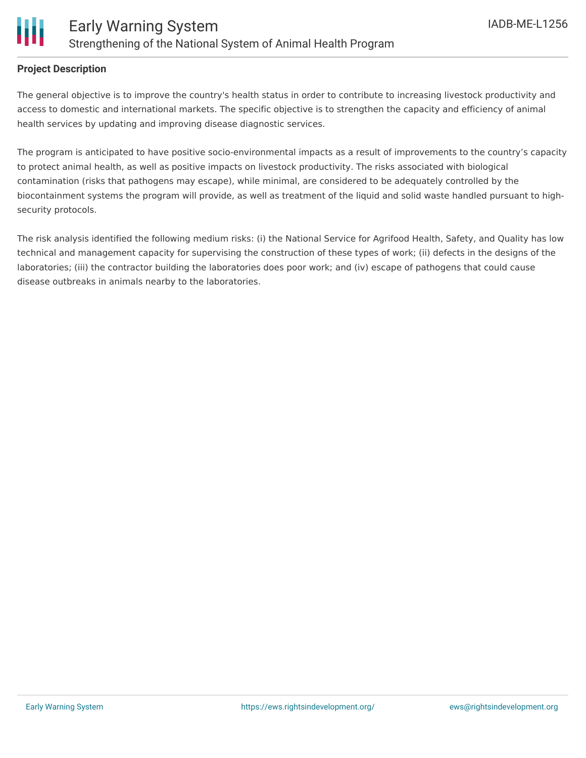## Project Description

The general objective is to improve the country's health status in order to contribute to increasing livestock productivity and access to domestic and international markets. The specific objective is to strengthen the capacity and efficiency of animal health services by updating and improving disease diagnostic services.

The program is anticipated to have positive socio-environmental impacts as a result of improvements to the country's capacity to protect animal health, as well as positive impacts on livestock productivity. The risks associated with biological contamination (risks that pathogens may escape), while minimal, are considered to be adequately controlled by the biocontainment systems the program will provide, as well as treatment of the liquid and solid waste handled pursuant to high-security protocols.

The risk analysis identified the following medium risks: (i) the National Service for Agrifood Health, Safety, and Quality has low technical and management capacity for supervising the construction of these types of work; (ii) defects in the designs of the laboratories; (iii) the contractor building the laboratories does poor work; and (iv) escape of pathogens that could cause disease outbreaks in animals nearby to the laboratories.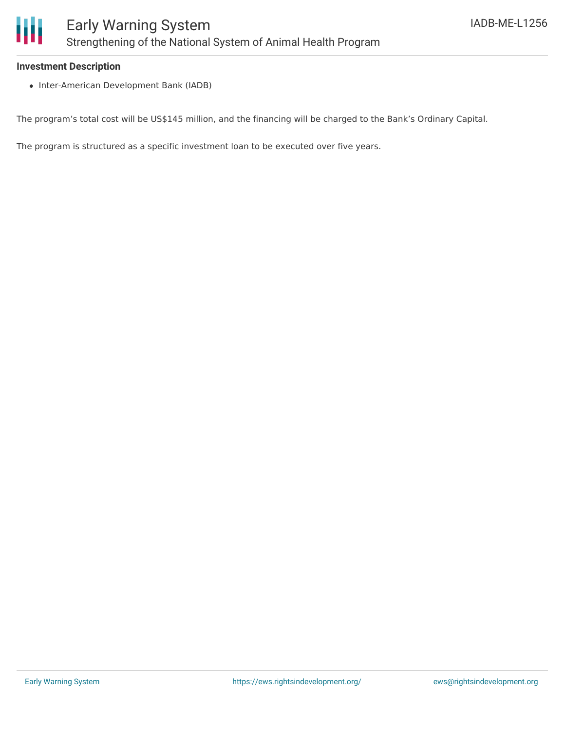**Investment Description**

- Inter-American Development Bank (IADB)

The program's total cost will be US$145 million, and the financing will be charged to the Bank's Ordinary Capital.

The program is structured as a specific investment loan to be executed over five years.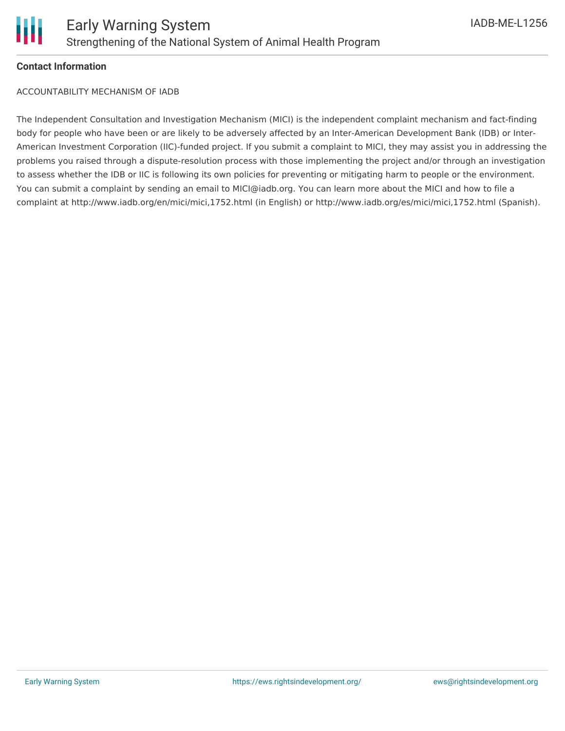**Contact Information**

ACCOUNTABILITY MECHANISM OF IADB

The Independent Consultation and Investigation Mechanism (MICI) is the independent complaint mechanism and fact-finding body for people who have been or are likely to be adversely affected by an Inter-American Development Bank (IDB) or Inter-American Investment Corporation (IIC)-funded project. If you submit a complaint to MICI, they may assist you in addressing the problems you raised through a dispute-resolution process with those implementing the project and/or through an investigation to assess whether the IDB or IIC is following its own policies for preventing or mitigating harm to people or the environment. You can submit a complaint by sending an email to MICI@iadb.org. You can learn more about the MICI and how to file a complaint at http://www.iadb.org/en/mici/mici,1752.html (in English) or http://www.iadb.org/es/mici/mici,1752.html (Spanish).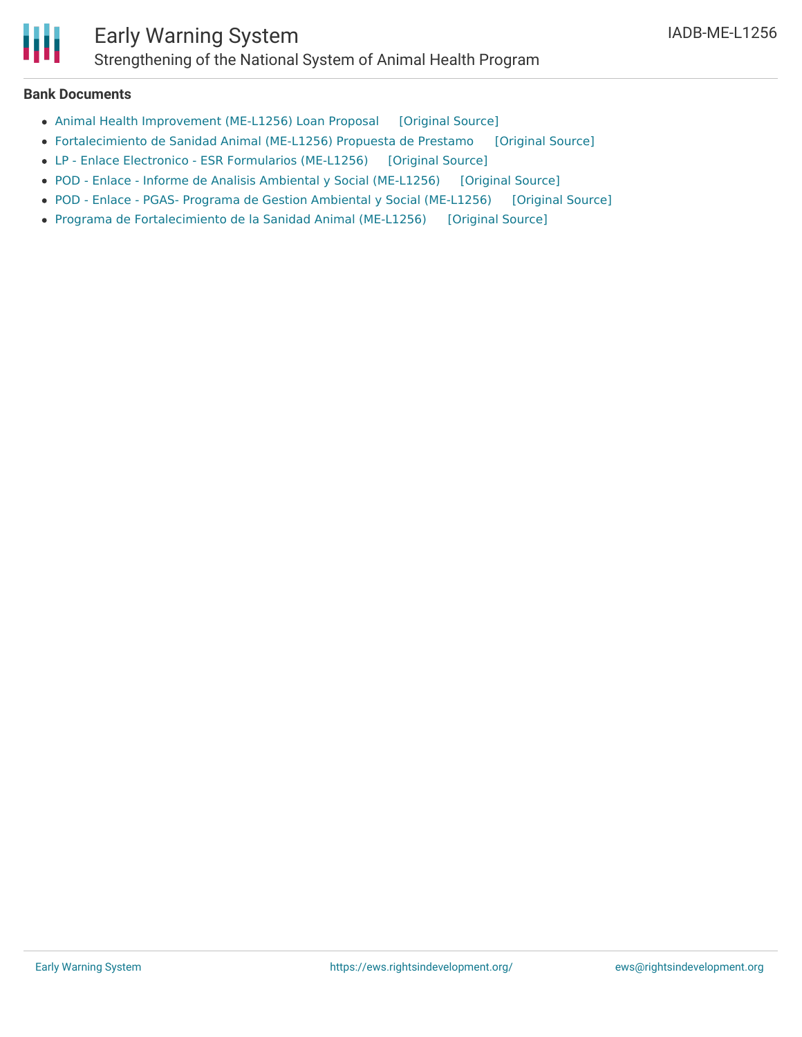## Bank Documents

- Animal Health Improvement (ME-L1256) Loan Proposal [Original Source]
- Fortalecimiento de Sanidad Animal (ME-L1256) Propuesta de Prestamo [Original Source]
- LP - Enlace Electronico - ESR Formularios (ME-L1256) [Original Source]
- POD - Enlace - Informe de Analisis Ambiental y Social (ME-L1256) [Original Source]
- POD - Enlace - PGAS- Programa de Gestion Ambiental y Social (ME-L1256) [Original Source]
- Programa de Fortalecimiento de la Sanidad Animal (ME-L1256) [Original Source]